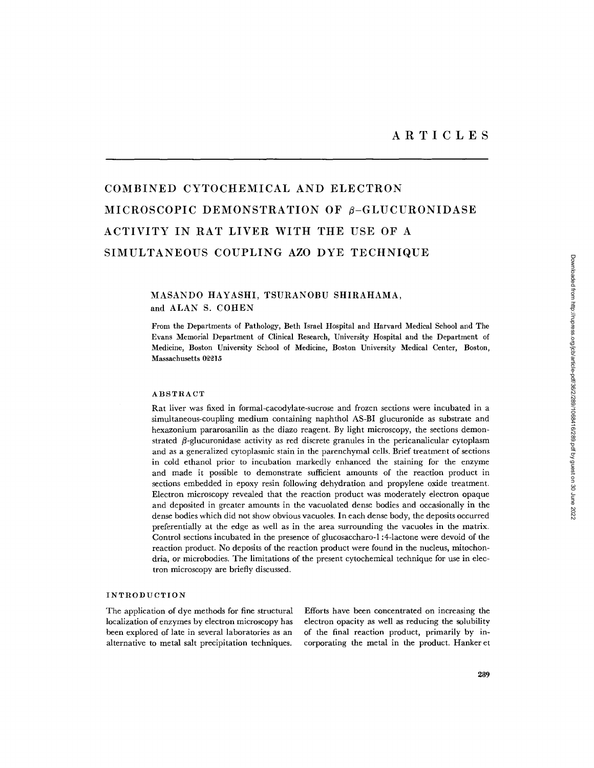# ARTICLES

# COMBINED CYTOCHEMICAL AND ELECTRON MICROSCOPIC DEMONSTRATION OF β-GLUCURONIDASE ACTIVITY IN RAT LIVER WITH THE USE OF A SIMULTANEOUS COUPLING AZO DYE TECHNIQUE

MASANDO HAYASHI, TSURANOBU SHIRAHAMA, and ALAN S. COHEN

From the Departments of Pathology, Beth Israel Hospital and Harvard Medical School and The Evans Memorial Department of Clinical Research, University Hospital and the Department of Medicine, Boston University School of Medicine, Boston University Medical Center, Boston, Massachusetts 02215

## ABSTRACT

Rat liver was fixed in formal-cacodylate-sucrose and frozen sections were incubated in a simultaneous-coupling medium containing naphthol AS-BI glucuronide as substrate and hexazonium pararosanilin as the diazo reagent. By light microscopy, the sections demonstrated β-glucuronidase activity as red discrete granules in the pericanalicular cytoplasm and as a generalized cytoplasmic stain in the parenchymal cells. Brief treatment of sections in cold ethanol prior to incubation markedly enhanced the staining for the enzyme and made it possible to demonstrate sufficient amounts of the reaction product in sections embedded in epoxy resin following dehydration and propylene oxide treatment. Electron microscopy revealed that the reaction product was moderately electron opaque and deposited in greater amounts in the vacuolated dense bodies and occasionally in the dense bodies which did not show obvious vacuoles. In each dense body, the deposits occurred preferentially at the edge as well as in the area surrounding the vacuoles in the matrix. Control sections incubated in the presence of glucosaccharo-1:4-lactone were devoid of the reaction product. No deposits of the reaction product were found in the nucleus, mitochondria, or microbodies. The limitations of the present cytochemical technique for use in electron microscopy are briefly discussed.

## INTRODUCTION

The application of dye methods for fine structural localization of enzymes by electron microscopy has been explored of late in several laboratories as an alternative to metal salt precipitation techniques. Efforts have been concentrated on increasing the electron opacity as well as reducing the solubility of the final reaction product, primarily by incorporating the metal in the product. Hanker et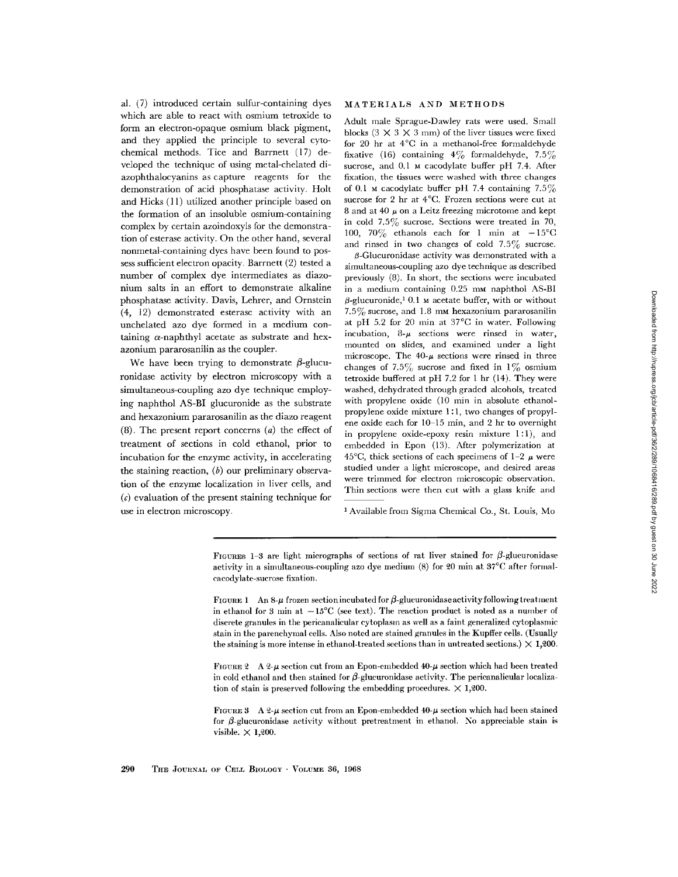al. (7) introduced certain sulfur-containing dyes which are able to react with osmium tetroxide to form an electron-opaque osmium black pigment, and they applied the principle to several cytochemical methods. Tice and Barrnett (17) developed the technique of using metal-chelated diazophthalocyanins as capture reagents for the demonstration of acid phosphatase activity. Holt and Hicks (11) utilized another principle based on the formation of an insoluble osmium-containing complex by certain azoindoxyls for the demonstration of esterase activity. On the other hand, several nonmetal-containing dyes have been found to possess sufficient electron opacity. Barrnett (2) tested a number of complex dye intermediates as diazonium salts in an effort to demonstrate alkaline phosphatase activity. Davis, Lehrer, and Ornstein (4, 12) demonstrated esterase activity with an unchelated azo dye formed in a medium containing α-naphthyl acetate as substrate and hexazonium pararosanilin as the coupler.

We have been trying to demonstrate β-glucuronidase activity by electron microscopy with a simultaneous-coupling azo dye technique employing naphthol AS-BI glucuronide as the substrate and hexazonium pararosanilin as the diazo reagent (8). The present report concerns (*a*) the effect of treatment of sections in cold ethanol, prior to incubation for the enzyme activity, in accelerating the staining reaction, (*b*) our preliminary observation of the enzyme localization in liver cells, and (*c*) evaluation of the present staining technique for use in electron microscopy.

## MATERIALS AND METHODS

Adult male Sprague-Dawley rats were used. Small blocks ($3 \times 3 \times 3$ mm) of the liver tissues were fixed for 20 hr at 4°C in a methanol-free formaldehyde fixative (16) containing 4% formaldehyde, 7.5% sucrose, and 0.1 M cacodylate buffer pH 7.4. After fixation, the tissues were washed with three changes of 0.1 M cacodylate buffer pH 7.4 containing 7.5% sucrose for 2 hr at 4°C. Frozen sections were cut at 8 and at 40 μ on a Leitz freezing microtome and kept in cold 7.5% sucrose. Sections were treated in 70, 100, 70% ethanols each for 1 min at −15°C and rinsed in two changes of cold 7.5% sucrose.

β-Glucuronidase activity was demonstrated with a simultaneous-coupling azo dye technique as described previously (8). In short, the sections were incubated in a medium containing 0.25 mM naphthol AS-BI β-glucuronide,[1] 0.1 M acetate buffer, with or without 7.5% sucrose, and 1.8 mM hexazonium pararosanilin at pH 5.2 for 20 min at 37°C in water. Following incubation, 8-μ sections were rinsed in water, mounted on slides, and examined under a light microscope. The 40-μ sections were rinsed in three changes of 7.5% sucrose and fixed in 1% osmium tetroxide buffered at pH 7.2 for 1 hr (14). They were washed, dehydrated through graded alcohols, treated with propylene oxide (10 min in absolute ethanol-propylene oxide mixture 1:1, two changes of propylene oxide each for 10–15 min, and 2 hr to overnight in propylene oxide-epoxy resin mixture 1:1), and embedded in Epon (13). After polymerization at 45°C, thick sections of each specimens of 1–2 μ were studied under a light microscope, and desired areas were trimmed for electron microscopic observation. Thin sections were then cut with a glass knife and

[1] Available from Sigma Chemical Co., St. Louis, Mo

FIGURES 1–3 are light micrographs of sections of rat liver stained for β-glucuronidase activity in a simultaneous-coupling azo dye medium (8) for 20 min at 37°C after formal-cacodylate-sucrose fixation.

FIGURE 1 An 8-μ frozen section incubated for β-glucuronidase activity following treatment in ethanol for 3 min at −15°C (see text). The reaction product is noted as a number of discrete granules in the pericanalicular cytoplasm as well as a faint generalized cytoplasmic stain in the parenchymal cells. Also noted are stained granules in the Kupffer cells. (Usually the staining is more intense in ethanol-treated sections than in untreated sections.) × 1,200.

FIGURE 2 A 2-μ section cut from an Epon-embedded 40-μ section which had been treated in cold ethanol and then stained for β-glucuronidase activity. The pericanalicular localization of stain is preserved following the embedding procedures. × 1,200.

FIGURE 3 A 2-μ section cut from an Epon-embedded 40-μ section which had been stained for β-glucuronidase activity without pretreatment in ethanol. No appreciable stain is visible. × 1,200.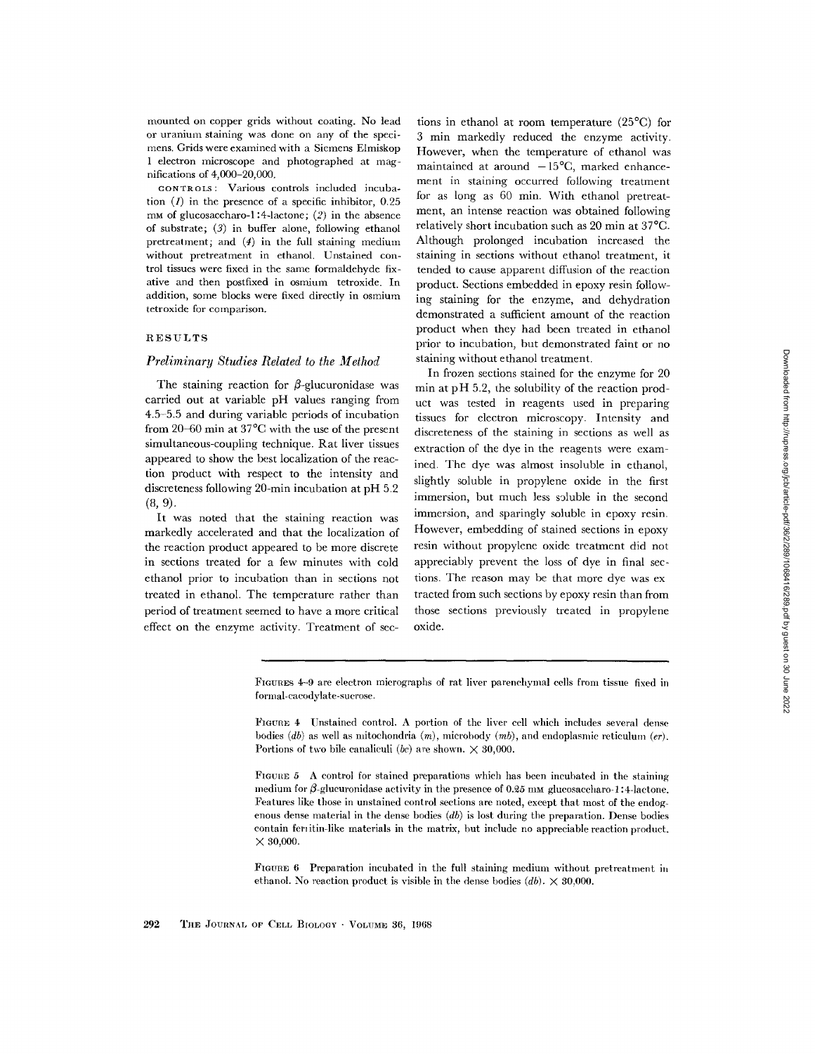mounted on copper grids without coating. No lead or uranium staining was done on any of the specimens. Grids were examined with a Siemens Elmiskop 1 electron microscope and photographed at magnifications of 4,000–20,000.

CONTROLS: Various controls included incubation (*1*) in the presence of a specific inhibitor, 0.25 mM of glucosaccharo-1:4-lactone; (*2*) in the absence of substrate; (*3*) in buffer alone, following ethanol pretreatment; and (*4*) in the full staining medium without pretreatment in ethanol. Unstained control tissues were fixed in the same formaldehyde fixative and then postfixed in osmium tetroxide. In addition, some blocks were fixed directly in osmium tetroxide for comparison.

## RESULTS

### *Preliminary Studies Related to the Method*

The staining reaction for $\beta$-glucuronidase was carried out at variable pH values ranging from 4.5–5.5 and during variable periods of incubation from 20–60 min at 37°C with the use of the present simultaneous-coupling technique. Rat liver tissues appeared to show the best localization of the reaction product with respect to the intensity and discreteness following 20-min incubation at pH 5.2 (8, 9).

It was noted that the staining reaction was markedly accelerated and that the localization of the reaction product appeared to be more discrete in sections treated for a few minutes with cold ethanol prior to incubation than in sections not treated in ethanol. The temperature rather than period of treatment seemed to have a more critical effect on the enzyme activity. Treatment of sections in ethanol at room temperature (25°C) for 3 min markedly reduced the enzyme activity. However, when the temperature of ethanol was maintained at around −15°C, marked enhancement in staining occurred following treatment for as long as 60 min. With ethanol pretreatment, an intense reaction was obtained following relatively short incubation such as 20 min at 37°C. Although prolonged incubation increased the staining in sections without ethanol treatment, it tended to cause apparent diffusion of the reaction product. Sections embedded in epoxy resin following staining for the enzyme, and dehydration demonstrated a sufficient amount of the reaction product when they had been treated in ethanol prior to incubation, but demonstrated faint or no staining without ethanol treatment.

In frozen sections stained for the enzyme for 20 min at pH 5.2, the solubility of the reaction product was tested in reagents used in preparing tissues for electron microscopy. Intensity and discreteness of the staining in sections as well as extraction of the dye in the reagents were examined. The dye was almost insoluble in ethanol, slightly soluble in propylene oxide in the first immersion, but much less soluble in the second immersion, and sparingly soluble in epoxy resin. However, embedding of stained sections in epoxy resin without propylene oxide treatment did not appreciably prevent the loss of dye in final sections. The reason may be that more dye was extracted from such sections by epoxy resin than from those sections previously treated in propylene oxide.

FIGURES 4–9 are electron micrographs of rat liver parenchymal cells from tissue fixed in formal-cacodylate-sucrose.

FIGURE 4 Unstained control. A portion of the liver cell which includes several dense bodies (*db*) as well as mitochondria (*m*), microbody (*mb*), and endoplasmic reticulum (*er*). Portions of two bile canaliculi (*bc*) are shown. × 30,000.

FIGURE 5 A control for stained preparations which has been incubated in the staining medium for $\beta$-glucuronidase activity in the presence of 0.25 mM glucosaccharo-1:4-lactone. Features like those in unstained control sections are noted, except that most of the endogenous dense material in the dense bodies (*db*) is lost during the preparation. Dense bodies contain ferritin-like materials in the matrix, but include no appreciable reaction product. × 30,000.

FIGURE 6 Preparation incubated in the full staining medium without pretreatment in ethanol. No reaction product is visible in the dense bodies (*db*). × 30,000.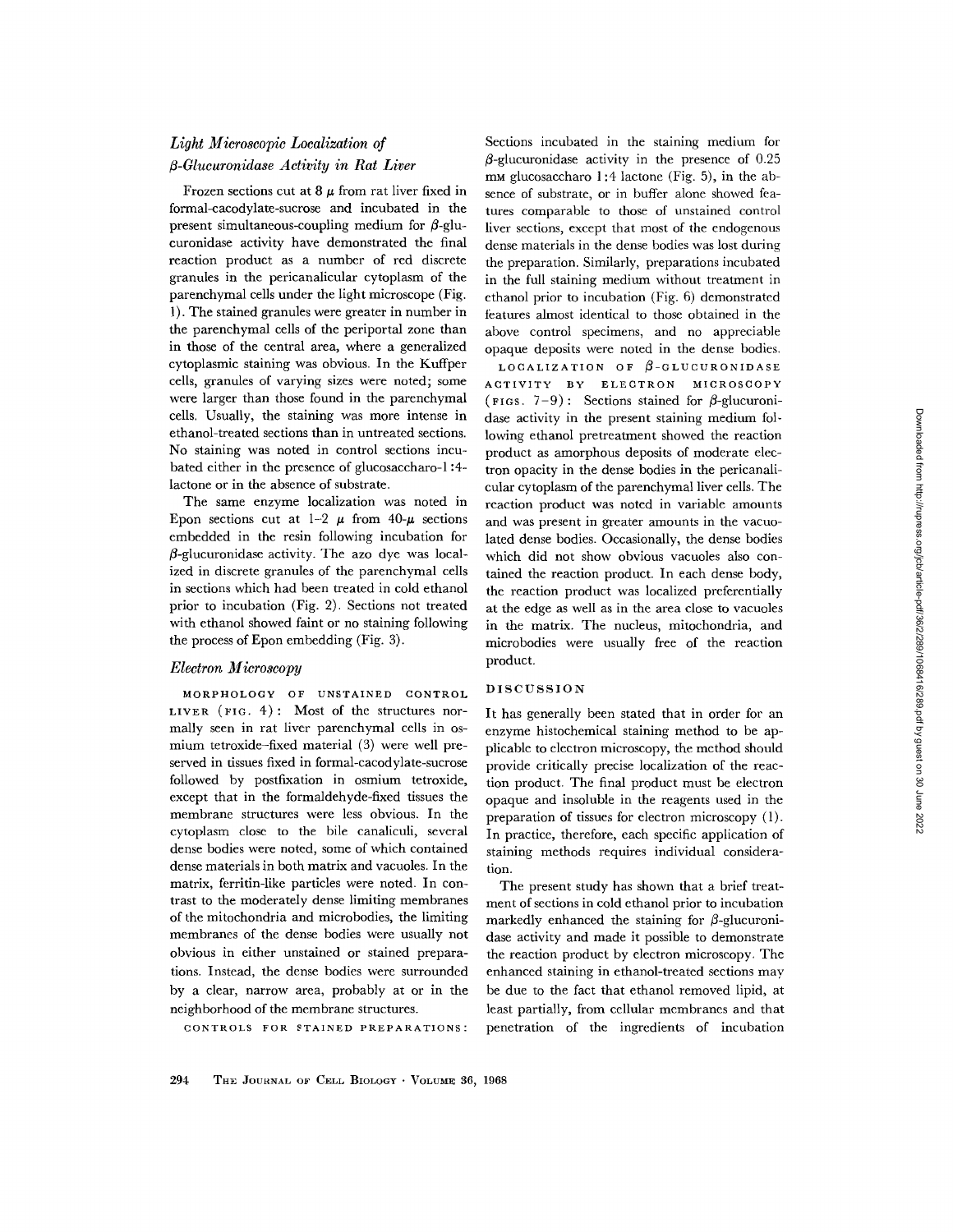### *Light Microscopic Localization of β-Glucuronidase Activity in Rat Liver*

Frozen sections cut at 8 μ from rat liver fixed in formal-cacodylate-sucrose and incubated in the present simultaneous-coupling medium for β-glucuronidase activity have demonstrated the final reaction product as a number of red discrete granules in the pericanalicular cytoplasm of the parenchymal cells under the light microscope (Fig. 1). The stained granules were greater in number in the parenchymal cells of the periportal zone than in those of the central area, where a generalized cytoplasmic staining was obvious. In the Kuffper cells, granules of varying sizes were noted; some were larger than those found in the parenchymal cells. Usually, the staining was more intense in ethanol-treated sections than in untreated sections. No staining was noted in control sections incubated either in the presence of glucosaccharo-1:4-lactone or in the absence of substrate.

The same enzyme localization was noted in Epon sections cut at 1–2 μ from 40-μ sections embedded in the resin following incubation for β-glucuronidase activity. The azo dye was localized in discrete granules of the parenchymal cells in sections which had been treated in cold ethanol prior to incubation (Fig. 2). Sections not treated with ethanol showed faint or no staining following the process of Epon embedding (Fig. 3).

### *Electron Microscopy*

MORPHOLOGY OF UNSTAINED CONTROL LIVER (FIG. 4): Most of the structures normally seen in rat liver parenchymal cells in osmium tetroxide–fixed material (3) were well preserved in tissues fixed in formal-cacodylate-sucrose followed by postfixation in osmium tetroxide, except that in the formaldehyde-fixed tissues the membrane structures were less obvious. In the cytoplasm close to the bile canaliculi, several dense bodies were noted, some of which contained dense materials in both matrix and vacuoles. In the matrix, ferritin-like particles were noted. In contrast to the moderately dense limiting membranes of the mitochondria and microbodies, the limiting membranes of the dense bodies were usually not obvious in either unstained or stained preparations. Instead, the dense bodies were surrounded by a clear, narrow area, probably at or in the neighborhood of the membrane structures.

CONTROLS FOR STAINED PREPARATIONS: Sections incubated in the staining medium for β-glucuronidase activity in the presence of 0.25 mM glucosaccharo 1:4 lactone (Fig. 5), in the absence of substrate, or in buffer alone showed features comparable to those of unstained control liver sections, except that most of the endogenous dense materials in the dense bodies was lost during the preparation. Similarly, preparations incubated in the full staining medium without treatment in ethanol prior to incubation (Fig. 6) demonstrated features almost identical to those obtained in the above control specimens, and no appreciable opaque deposits were noted in the dense bodies.

LOCALIZATION OF β-GLUCURONIDASE ACTIVITY BY ELECTRON MICROSCOPY (FIGS. 7–9): Sections stained for β-glucuronidase activity in the present staining medium following ethanol pretreatment showed the reaction product as amorphous deposits of moderate electron opacity in the dense bodies in the pericanalicular cytoplasm of the parenchymal liver cells. The reaction product was noted in variable amounts and was present in greater amounts in the vacuolated dense bodies. Occasionally, the dense bodies which did not show obvious vacuoles also contained the reaction product. In each dense body, the reaction product was localized preferentially at the edge as well as in the area close to vacuoles in the matrix. The nucleus, mitochondria, and microbodies were usually free of the reaction product.

## DISCUSSION

It has generally been stated that in order for an enzyme histochemical staining method to be applicable to electron microscopy, the method should provide critically precise localization of the reaction product. The final product must be electron opaque and insoluble in the reagents used in the preparation of tissues for electron microscopy (1). In practice, therefore, each specific application of staining methods requires individual consideration.

The present study has shown that a brief treatment of sections in cold ethanol prior to incubation markedly enhanced the staining for β-glucuronidase activity and made it possible to demonstrate the reaction product by electron microscopy. The enhanced staining in ethanol-treated sections may be due to the fact that ethanol removed lipid, at least partially, from cellular membranes and that penetration of the ingredients of incubation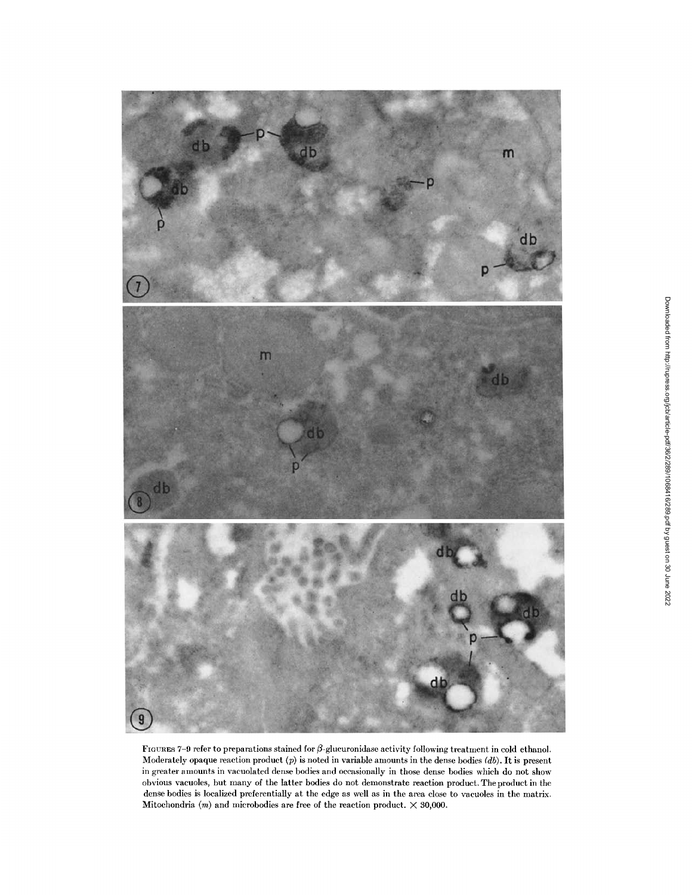FIGURES 7–9 refer to preparations stained for $\beta$-glucuronidase activity following treatment in cold ethanol. Moderately opaque reaction product (*p*) is noted in variable amounts in the dense bodies (*db*). It is present in greater amounts in vacuolated dense bodies and occasionally in those dense bodies which do not show obvious vacuoles, but many of the latter bodies do not demonstrate reaction product. The product in the dense bodies is localized preferentially at the edge as well as in the area close to vacuoles in the matrix. Mitochondria (*m*) and microbodies are free of the reaction product. $\times$ 30,000.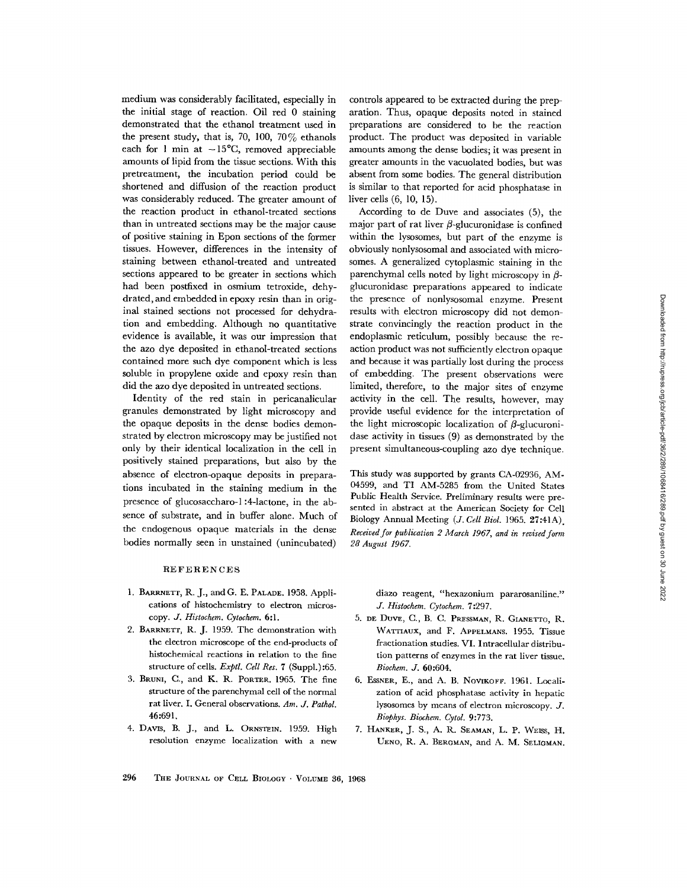medium was considerably facilitated, especially in the initial stage of reaction. Oil red 0 staining demonstrated that the ethanol treatment used in the present study, that is, 70, 100, 70% ethanols each for 1 min at −15°C, removed appreciable amounts of lipid from the tissue sections. With this pretreatment, the incubation period could be shortened and diffusion of the reaction product was considerably reduced. The greater amount of the reaction product in ethanol-treated sections than in untreated sections may be the major cause of positive staining in Epon sections of the former tissues. However, differences in the intensity of staining between ethanol-treated and untreated sections appeared to be greater in sections which had been postfixed in osmium tetroxide, dehydrated, and embedded in epoxy resin than in original stained sections not processed for dehydration and embedding. Although no quantitative evidence is available, it was our impression that the azo dye deposited in ethanol-treated sections contained more such dye component which is less soluble in propylene oxide and epoxy resin than did the azo dye deposited in untreated sections.

Identity of the red stain in pericanalicular granules demonstrated by light microscopy and the opaque deposits in the dense bodies demonstrated by electron microscopy may be justified not only by their identical localization in the cell in positively stained preparations, but also by the absence of electron-opaque deposits in preparations incubated in the staining medium in the presence of glucosaccharo-1:4-lactone, in the absence of substrate, and in buffer alone. Much of the endogenous opaque materials in the dense bodies normally seen in unstained (unincubated) controls appeared to be extracted during the preparation. Thus, opaque deposits noted in stained preparations are considered to be the reaction product. The product was deposited in variable amounts among the dense bodies; it was present in greater amounts in the vacuolated bodies, but was absent from some bodies. The general distribution is similar to that reported for acid phosphatase in liver cells (6, 10, 15).

According to de Duve and associates (5), the major part of rat liver β-glucuronidase is confined within the lysosomes, but part of the enzyme is obviously nonlysosomal and associated with microsomes. A generalized cytoplasmic staining in the parenchymal cells noted by light microscopy in β-glucuronidase preparations appeared to indicate the presence of nonlysosomal enzyme. Present results with electron microscopy did not demonstrate convincingly the reaction product in the endoplasmic reticulum, possibly because the reaction product was not sufficiently electron opaque and because it was partially lost during the process of embedding. The present observations were limited, therefore, to the major sites of enzyme activity in the cell. The results, however, may provide useful evidence for the interpretation of the light microscopic localization of β-glucuronidase activity in tissues (9) as demonstrated by the present simultaneous-coupling azo dye technique.

This study was supported by grants CA-02936, AM-04599, and TI AM-5285 from the United States Public Health Service. Preliminary results were presented in abstract at the American Society for Cell Biology Annual Meeting (*J. Cell Biol.* 1965. **27**:41A).

*Received for publication 2 March 1967, and in revised form 28 August 1967.*

## REFERENCES

1. Barrnett, R. J., and G. E. Palade. 1958. Applications of histochemistry to electron microscopy. *J. Histochem. Cytochem.* **6**:1.
2. Barrnett, R. J. 1959. The demonstration with the electron microscope of the end-products of histochemical reactions in relation to the fine structure of cells. *Exptl. Cell Res.* **7** (Suppl.):65.
3. Bruni, C., and K. R. Porter. 1965. The fine structure of the parenchymal cell of the normal rat liver. I. General observations. *Am. J. Pathol.* **46**:691.
4. Davis, B. J., and L. Ornstein. 1959. High resolution enzyme localization with a new diazo reagent, "hexazonium pararosaniline." *J. Histochem. Cytochem.* **7**:297.
5. de Duve, C., B. C. Pressman, R. Gianetto, R. Wattiaux, and F. Appelmans. 1955. Tissue fractionation studies. VI. Intracellular distribution patterns of enzymes in the rat liver tissue. *Biochem. J.* **60**:604.
6. Essner, E., and A. B. Novikoff. 1961. Localization of acid phosphatase activity in hepatic lysosomes by means of electron microscopy. *J. Biophys. Biochem. Cytol.* **9**:773.
7. Hanker, J. S., A. R. Seaman, L. P. Weiss, H. Ueno, R. A. Bergman, and A. M. Seligman.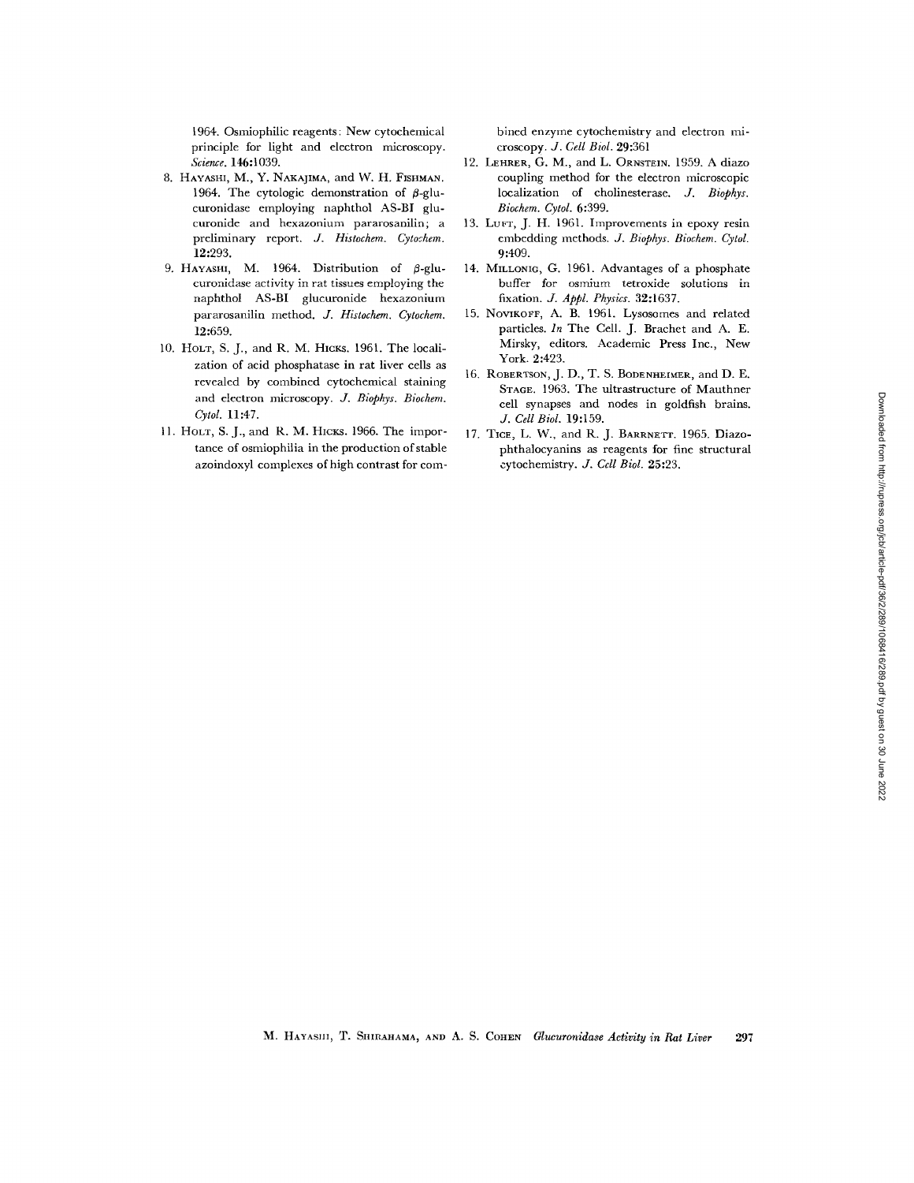1964. Osmiophilic reagents: New cytochemical principle for light and electron microscopy. *Science*. **146**:1039.

8. Hayashi, M., Y. Nakajima, and W. H. Fishman. 1964. The cytologic demonstration of β-glucuronidase employing naphthol AS-BI glucuronide and hexazonium pararosanilin; a preliminary report. *J. Histochem. Cytochem.* **12**:293.
9. Hayashi, M. 1964. Distribution of β-glucuronidase activity in rat tissues employing the naphthol AS-BI glucuronide hexazonium pararosanilin method. *J. Histochem. Cytochem.* **12**:659.
10. Holt, S. J., and R. M. Hicks. 1961. The localization of acid phosphatase in rat liver cells as revealed by combined cytochemical staining and electron microscopy. *J. Biophys. Biochem. Cytol.* **11**:47.
11. Holt, S. J., and R. M. Hicks. 1966. The importance of osmiophilia in the production of stable azoindoxyl complexes of high contrast for combined enzyme cytochemistry and electron microscopy. *J. Cell Biol.* **29**:361
12. Lehrer, G. M., and L. Ornstein. 1959. A diazo coupling method for the electron microscopic localization of cholinesterase. *J. Biophys. Biochem. Cytol.* **6**:399.
13. Luft, J. H. 1961. Improvements in epoxy resin embedding methods. *J. Biophys. Biochem. Cytol.* **9**:409.
14. Millonig, G. 1961. Advantages of a phosphate buffer for osmium tetroxide solutions in fixation. *J. Appl. Physics*. **32**:1637.
15. Novikoff, A. B. 1961. Lysosomes and related particles. *In* The Cell. J. Brachet and A. E. Mirsky, editors. Academic Press Inc., New York. **2**:423.
16. Robertson, J. D., T. S. Bodenheimer, and D. E. Stage. 1963. The ultrastructure of Mauthner cell synapses and nodes in goldfish brains. *J. Cell Biol.* **19**:159.
17. Tice, L. W., and R. J. Barrnett. 1965. Diazophthalocyanins as reagents for fine structural cytochemistry. *J. Cell Biol.* **25**:23.